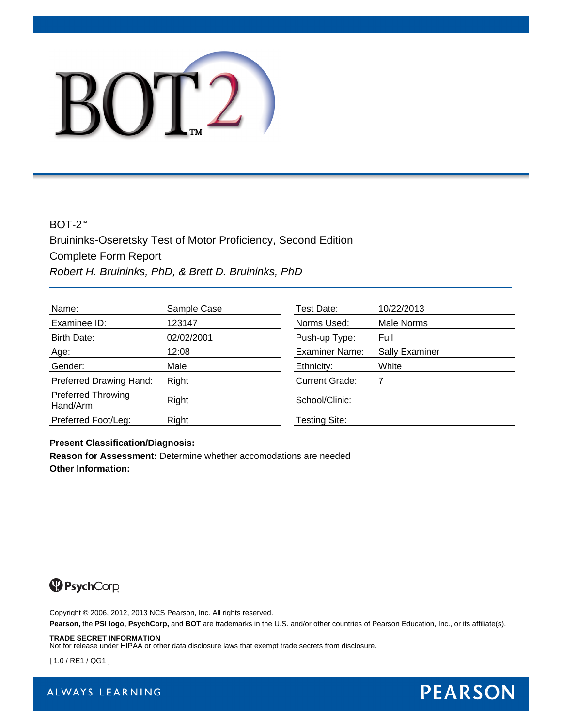# BOT2™

BOT-2™

Bruininks-Oseretsky Test of Motor Proficiency, Second Edition

Complete Form Report

*Robert H. Bruininks, PhD, & Brett D. Bruininks, PhD*

| | | | |
|---|---|---|---|
| Name: | Sample Case | Test Date: | 10/22/2013 |
| Examinee ID: | 123147 | Norms Used: | Male Norms |
| Birth Date: | 02/02/2001 | Push-up Type: | Full |
| Age: | 12:08 | Examiner Name: | Sally Examiner |
| Gender: | Male | Ethnicity: | White |
| Preferred Drawing Hand: | Right | Current Grade: | 7 |
| Preferred Throwing Hand/Arm: | Right | School/Clinic: | |
| Preferred Foot/Leg: | Right | Testing Site: | |

**Present Classification/Diagnosis:**

**Reason for Assessment:** Determine whether accomodations are needed

**Other Information:**

PsychCorp

Copyright © 2006, 2012, 2013 NCS Pearson, Inc. All rights reserved.

**Pearson,** the **PSI logo, PsychCorp,** and **BOT** are trademarks in the U.S. and/or other countries of Pearson Education, Inc., or its affiliate(s).

**TRADE SECRET INFORMATION**
Not for release under HIPAA or other data disclosure laws that exempt trade secrets from disclosure.

[ 1.0 / RE1 / QG1 ]

ALWAYS LEARNING

PEARSON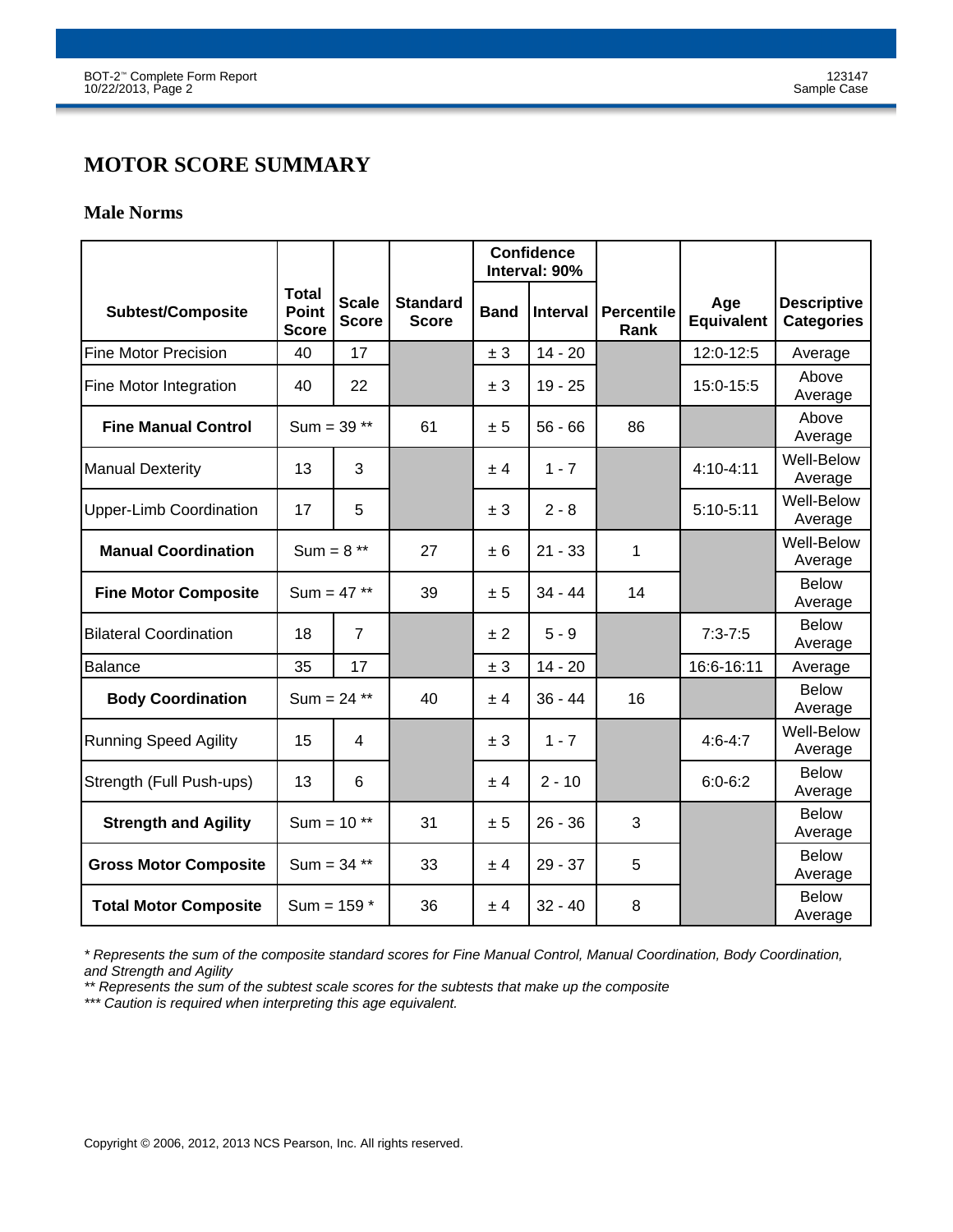# MOTOR SCORE SUMMARY

## Male Norms

| Subtest/Composite | Total Point Score | Scale Score | Standard Score | Confidence Interval: 90% Band | Confidence Interval: 90% Interval | Percentile Rank | Age Equivalent | Descriptive Categories |
|---|---|---|---|---|---|---|---|---|
| Fine Motor Precision | 40 | 17 | | ± 3 | 14 - 20 | | 12:0-12:5 | Average |
| Fine Motor Integration | 40 | 22 | | ± 3 | 19 - 25 | | 15:0-15:5 | Above Average |
| **Fine Manual Control** | Sum = 39 ** | | 61 | ± 5 | 56 - 66 | 86 | | Above Average |
| Manual Dexterity | 13 | 3 | | ± 4 | 1 - 7 | | 4:10-4:11 | Well-Below Average |
| Upper-Limb Coordination | 17 | 5 | | ± 3 | 2 - 8 | | 5:10-5:11 | Well-Below Average |
| **Manual Coordination** | Sum = 8 ** | | 27 | ± 6 | 21 - 33 | 1 | | Well-Below Average |
| **Fine Motor Composite** | Sum = 47 ** | | 39 | ± 5 | 34 - 44 | 14 | | Below Average |
| Bilateral Coordination | 18 | 7 | | ± 2 | 5 - 9 | | 7:3-7:5 | Below Average |
| Balance | 35 | 17 | | ± 3 | 14 - 20 | | 16:6-16:11 | Average |
| **Body Coordination** | Sum = 24 ** | | 40 | ± 4 | 36 - 44 | 16 | | Below Average |
| Running Speed Agility | 15 | 4 | | ± 3 | 1 - 7 | | 4:6-4:7 | Well-Below Average |
| Strength (Full Push-ups) | 13 | 6 | | ± 4 | 2 - 10 | | 6:0-6:2 | Below Average |
| **Strength and Agility** | Sum = 10 ** | | 31 | ± 5 | 26 - 36 | 3 | | Below Average |
| **Gross Motor Composite** | Sum = 34 ** | | 33 | ± 4 | 29 - 37 | 5 | | Below Average |
| **Total Motor Composite** | Sum = 159 * | | 36 | ± 4 | 32 - 40 | 8 | | Below Average |

*\* Represents the sum of the composite standard scores for Fine Manual Control, Manual Coordination, Body Coordination, and Strength and Agility*

*\*\* Represents the sum of the subtest scale scores for the subtests that make up the composite*

*\*\*\* Caution is required when interpreting this age equivalent.*

Copyright © 2006, 2012, 2013 NCS Pearson, Inc. All rights reserved.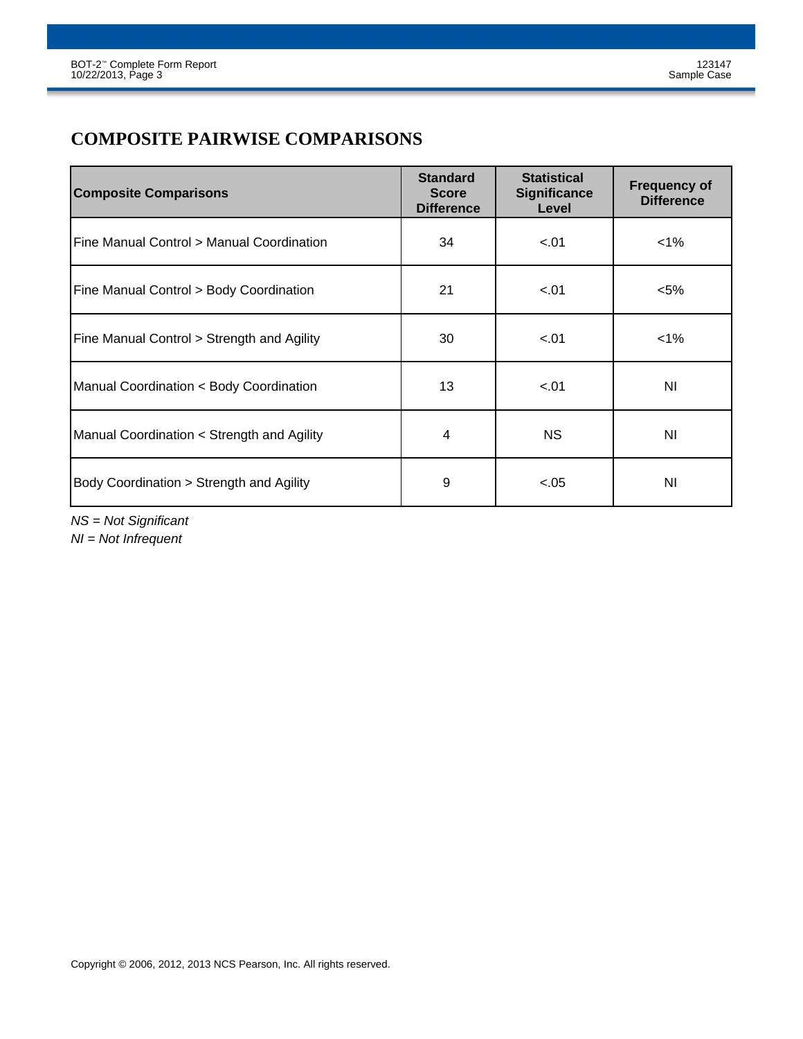## COMPOSITE PAIRWISE COMPARISONS

| Composite Comparisons | Standard Score Difference | Statistical Significance Level | Frequency of Difference |
|---|---|---|---|
| Fine Manual Control > Manual Coordination | 34 | <.01 | <1% |
| Fine Manual Control > Body Coordination | 21 | <.01 | <5% |
| Fine Manual Control > Strength and Agility | 30 | <.01 | <1% |
| Manual Coordination < Body Coordination | 13 | <.01 | NI |
| Manual Coordination < Strength and Agility | 4 | NS | NI |
| Body Coordination > Strength and Agility | 9 | <.05 | NI |

*NS = Not Significant*
*NI = Not Infrequent*

Copyright © 2006, 2012, 2013 NCS Pearson, Inc. All rights reserved.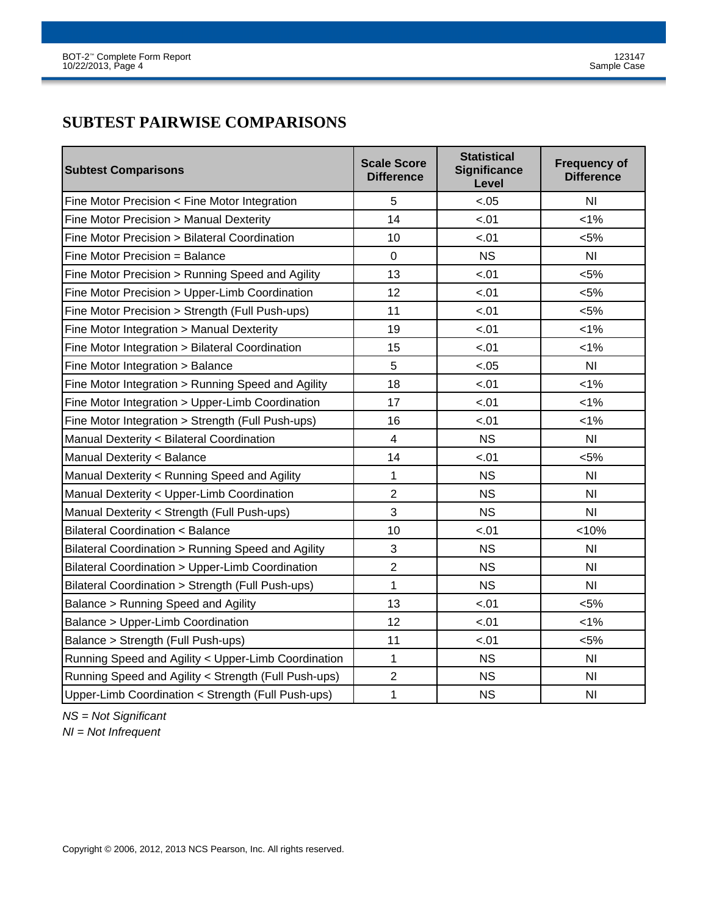## SUBTEST PAIRWISE COMPARISONS

| Subtest Comparisons | Scale Score Difference | Statistical Significance Level | Frequency of Difference |
|---|---|---|---|
| Fine Motor Precision < Fine Motor Integration | 5 | <.05 | NI |
| Fine Motor Precision > Manual Dexterity | 14 | <.01 | <1% |
| Fine Motor Precision > Bilateral Coordination | 10 | <.01 | <5% |
| Fine Motor Precision = Balance | 0 | NS | NI |
| Fine Motor Precision > Running Speed and Agility | 13 | <.01 | <5% |
| Fine Motor Precision > Upper-Limb Coordination | 12 | <.01 | <5% |
| Fine Motor Precision > Strength (Full Push-ups) | 11 | <.01 | <5% |
| Fine Motor Integration > Manual Dexterity | 19 | <.01 | <1% |
| Fine Motor Integration > Bilateral Coordination | 15 | <.01 | <1% |
| Fine Motor Integration > Balance | 5 | <.05 | NI |
| Fine Motor Integration > Running Speed and Agility | 18 | <.01 | <1% |
| Fine Motor Integration > Upper-Limb Coordination | 17 | <.01 | <1% |
| Fine Motor Integration > Strength (Full Push-ups) | 16 | <.01 | <1% |
| Manual Dexterity < Bilateral Coordination | 4 | NS | NI |
| Manual Dexterity < Balance | 14 | <.01 | <5% |
| Manual Dexterity < Running Speed and Agility | 1 | NS | NI |
| Manual Dexterity < Upper-Limb Coordination | 2 | NS | NI |
| Manual Dexterity < Strength (Full Push-ups) | 3 | NS | NI |
| Bilateral Coordination < Balance | 10 | <.01 | <10% |
| Bilateral Coordination > Running Speed and Agility | 3 | NS | NI |
| Bilateral Coordination > Upper-Limb Coordination | 2 | NS | NI |
| Bilateral Coordination > Strength (Full Push-ups) | 1 | NS | NI |
| Balance > Running Speed and Agility | 13 | <.01 | <5% |
| Balance > Upper-Limb Coordination | 12 | <.01 | <1% |
| Balance > Strength (Full Push-ups) | 11 | <.01 | <5% |
| Running Speed and Agility < Upper-Limb Coordination | 1 | NS | NI |
| Running Speed and Agility < Strength (Full Push-ups) | 2 | NS | NI |
| Upper-Limb Coordination < Strength (Full Push-ups) | 1 | NS | NI |

*NS = Not Significant*
*NI = Not Infrequent*

Copyright © 2006, 2012, 2013 NCS Pearson, Inc. All rights reserved.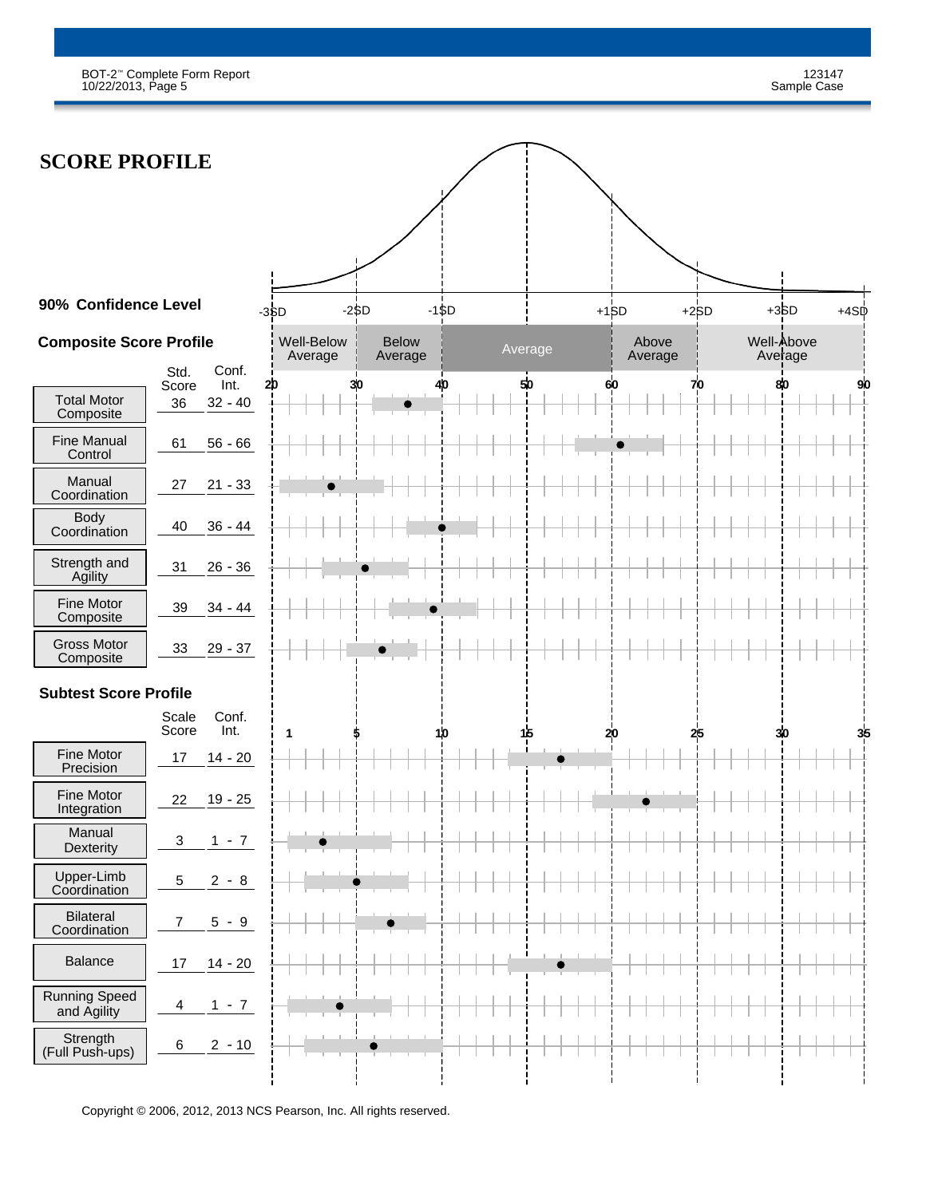# SCORE PROFILE

**90% Confidence Level**

| -3SD | -2SD | -1SD | | +1SD | +2SD | +3SD | +4SD |
|---|---|---|---|---|---|---|---|
| Well-Below Average | Below Average | Average | | Above Average | Well-Above Average | | |

## Composite Score Profile

| | Std. Score | Conf. Int. |
|---|---|---|
| Total Motor Composite | 36 | 32 - 40 |
| Fine Manual Control | 61 | 56 - 66 |
| Manual Coordination | 27 | 21 - 33 |
| Body Coordination | 40 | 36 - 44 |
| Strength and Agility | 31 | 26 - 36 |
| Fine Motor Composite | 39 | 34 - 44 |
| Gross Motor Composite | 33 | 29 - 37 |

## Subtest Score Profile

| | Scale Score | Conf. Int. |
|---|---|---|
| Fine Motor Precision | 17 | 14 - 20 |
| Fine Motor Integration | 22 | 19 - 25 |
| Manual Dexterity | 3 | 1 - 7 |
| Upper-Limb Coordination | 5 | 2 - 8 |
| Bilateral Coordination | 7 | 5 - 9 |
| Balance | 17 | 14 - 20 |
| Running Speed and Agility | 4 | 1 - 7 |
| Strength (Full Push-ups) | 6 | 2 - 10 |

Copyright © 2006, 2012, 2013 NCS Pearson, Inc. All rights reserved.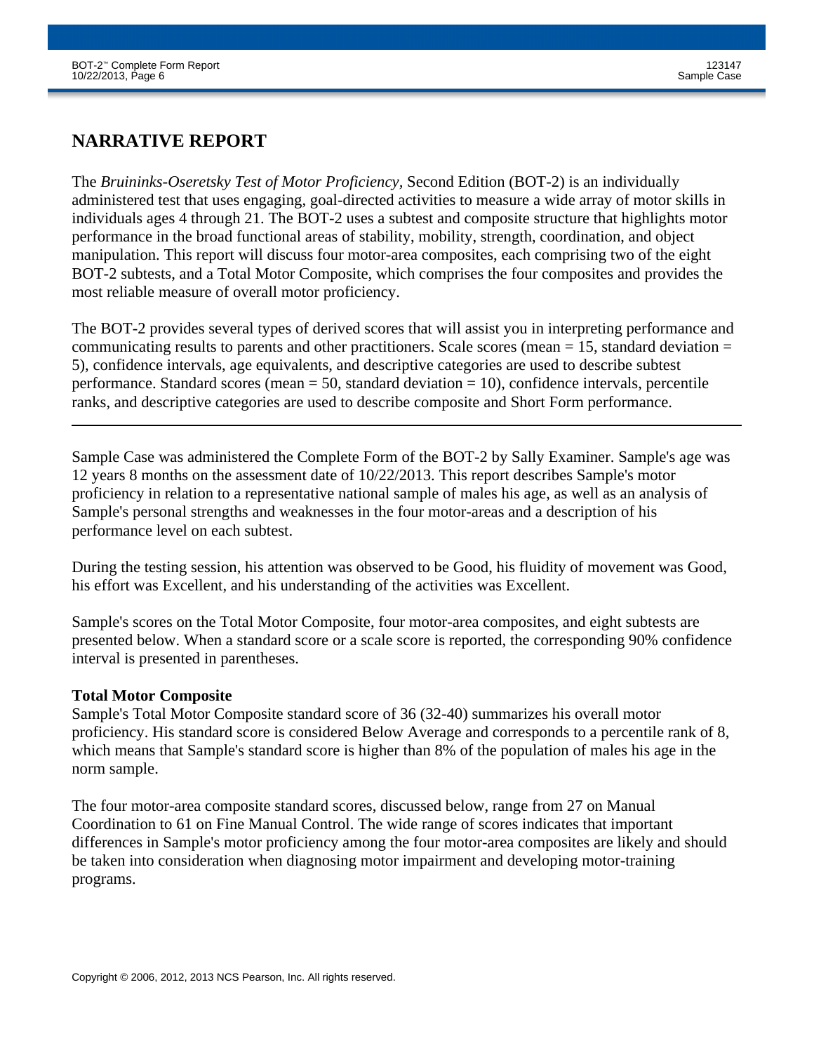## NARRATIVE REPORT

The *Bruininks-Oseretsky Test of Motor Proficiency*, Second Edition (BOT-2) is an individually administered test that uses engaging, goal-directed activities to measure a wide array of motor skills in individuals ages 4 through 21. The BOT-2 uses a subtest and composite structure that highlights motor performance in the broad functional areas of stability, mobility, strength, coordination, and object manipulation. This report will discuss four motor-area composites, each comprising two of the eight BOT-2 subtests, and a Total Motor Composite, which comprises the four composites and provides the most reliable measure of overall motor proficiency.

The BOT-2 provides several types of derived scores that will assist you in interpreting performance and communicating results to parents and other practitioners. Scale scores (mean = 15, standard deviation = 5), confidence intervals, age equivalents, and descriptive categories are used to describe subtest performance. Standard scores (mean = 50, standard deviation = 10), confidence intervals, percentile ranks, and descriptive categories are used to describe composite and Short Form performance.

---

Sample Case was administered the Complete Form of the BOT-2 by Sally Examiner. Sample's age was 12 years 8 months on the assessment date of 10/22/2013. This report describes Sample's motor proficiency in relation to a representative national sample of males his age, as well as an analysis of Sample's personal strengths and weaknesses in the four motor-areas and a description of his performance level on each subtest.

During the testing session, his attention was observed to be Good, his fluidity of movement was Good, his effort was Excellent, and his understanding of the activities was Excellent.

Sample's scores on the Total Motor Composite, four motor-area composites, and eight subtests are presented below. When a standard score or a scale score is reported, the corresponding 90% confidence interval is presented in parentheses.

**Total Motor Composite**

Sample's Total Motor Composite standard score of 36 (32-40) summarizes his overall motor proficiency. His standard score is considered Below Average and corresponds to a percentile rank of 8, which means that Sample's standard score is higher than 8% of the population of males his age in the norm sample.

The four motor-area composite standard scores, discussed below, range from 27 on Manual Coordination to 61 on Fine Manual Control. The wide range of scores indicates that important differences in Sample's motor proficiency among the four motor-area composites are likely and should be taken into consideration when diagnosing motor impairment and developing motor-training programs.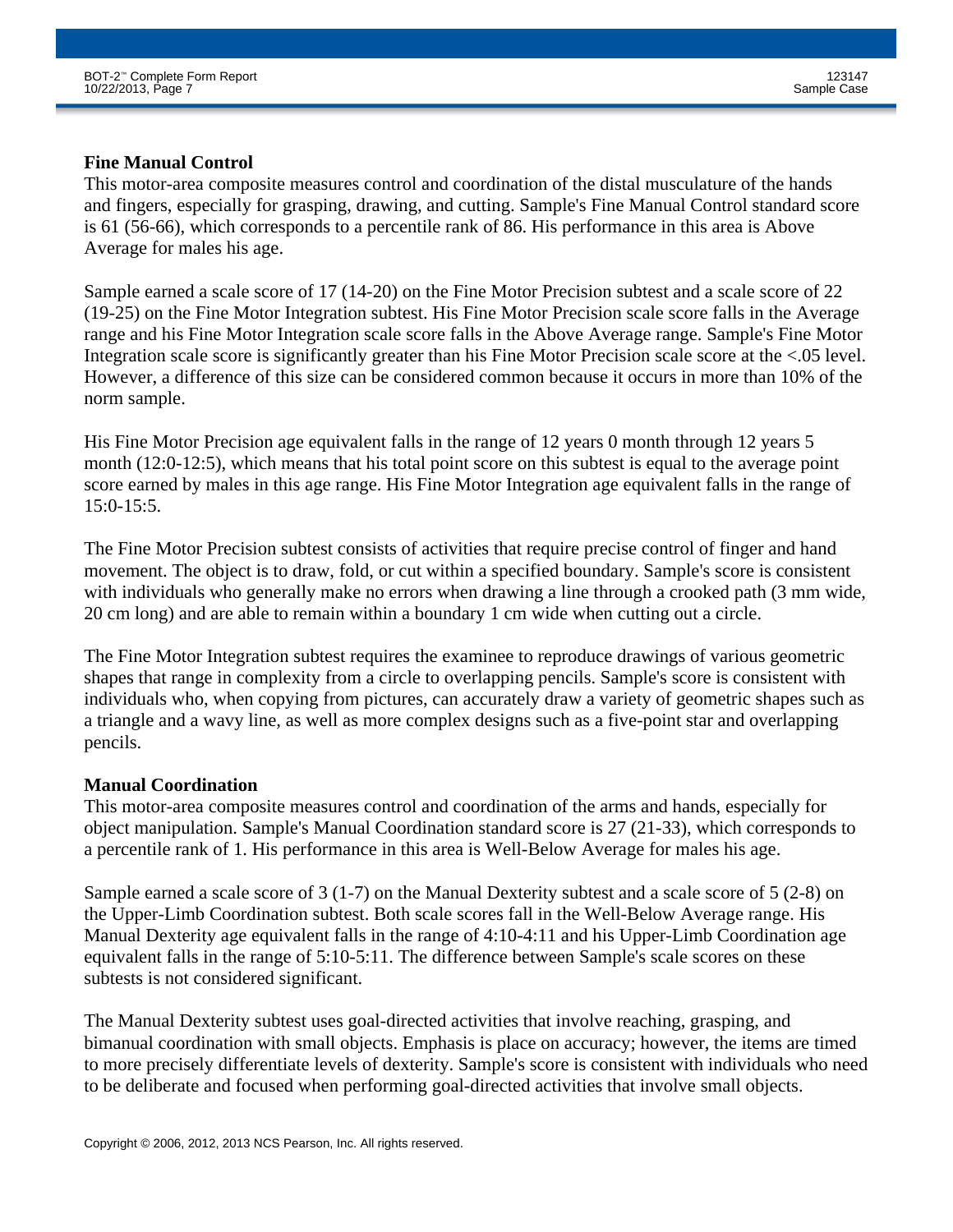**Fine Manual Control**

This motor-area composite measures control and coordination of the distal musculature of the hands and fingers, especially for grasping, drawing, and cutting. Sample's Fine Manual Control standard score is 61 (56-66), which corresponds to a percentile rank of 86. His performance in this area is Above Average for males his age.

Sample earned a scale score of 17 (14-20) on the Fine Motor Precision subtest and a scale score of 22 (19-25) on the Fine Motor Integration subtest. His Fine Motor Precision scale score falls in the Average range and his Fine Motor Integration scale score falls in the Above Average range. Sample's Fine Motor Integration scale score is significantly greater than his Fine Motor Precision scale score at the <.05 level. However, a difference of this size can be considered common because it occurs in more than 10% of the norm sample.

His Fine Motor Precision age equivalent falls in the range of 12 years 0 month through 12 years 5 month (12:0-12:5), which means that his total point score on this subtest is equal to the average point score earned by males in this age range. His Fine Motor Integration age equivalent falls in the range of 15:0-15:5.

The Fine Motor Precision subtest consists of activities that require precise control of finger and hand movement. The object is to draw, fold, or cut within a specified boundary. Sample's score is consistent with individuals who generally make no errors when drawing a line through a crooked path (3 mm wide, 20 cm long) and are able to remain within a boundary 1 cm wide when cutting out a circle.

The Fine Motor Integration subtest requires the examinee to reproduce drawings of various geometric shapes that range in complexity from a circle to overlapping pencils. Sample's score is consistent with individuals who, when copying from pictures, can accurately draw a variety of geometric shapes such as a triangle and a wavy line, as well as more complex designs such as a five-point star and overlapping pencils.

**Manual Coordination**

This motor-area composite measures control and coordination of the arms and hands, especially for object manipulation. Sample's Manual Coordination standard score is 27 (21-33), which corresponds to a percentile rank of 1. His performance in this area is Well-Below Average for males his age.

Sample earned a scale score of 3 (1-7) on the Manual Dexterity subtest and a scale score of 5 (2-8) on the Upper-Limb Coordination subtest. Both scale scores fall in the Well-Below Average range. His Manual Dexterity age equivalent falls in the range of 4:10-4:11 and his Upper-Limb Coordination age equivalent falls in the range of 5:10-5:11. The difference between Sample's scale scores on these subtests is not considered significant.

The Manual Dexterity subtest uses goal-directed activities that involve reaching, grasping, and bimanual coordination with small objects. Emphasis is place on accuracy; however, the items are timed to more precisely differentiate levels of dexterity. Sample's score is consistent with individuals who need to be deliberate and focused when performing goal-directed activities that involve small objects.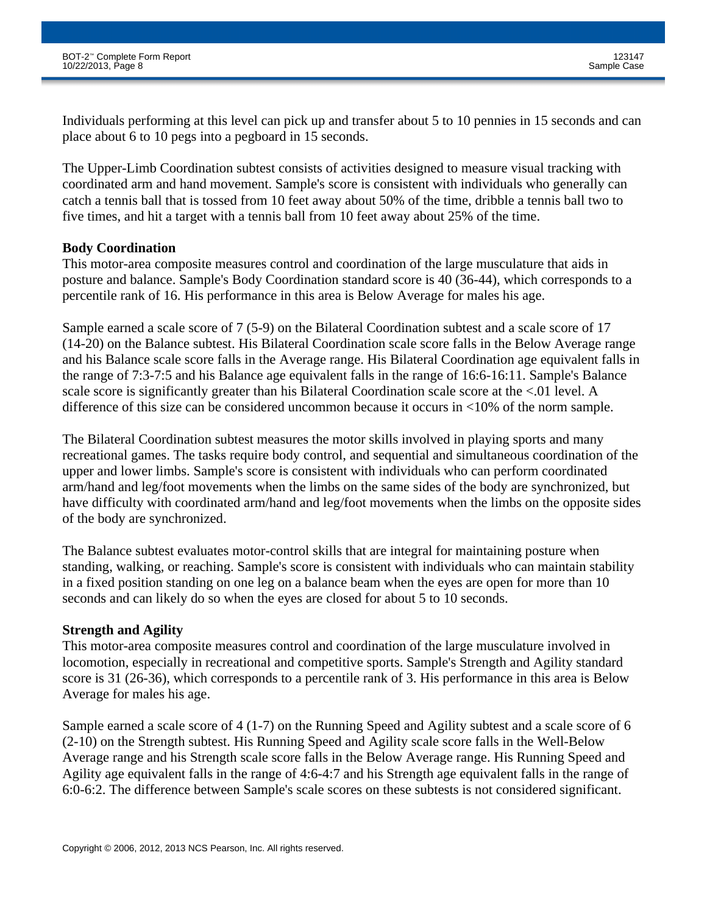Individuals performing at this level can pick up and transfer about 5 to 10 pennies in 15 seconds and can place about 6 to 10 pegs into a pegboard in 15 seconds.

The Upper-Limb Coordination subtest consists of activities designed to measure visual tracking with coordinated arm and hand movement. Sample's score is consistent with individuals who generally can catch a tennis ball that is tossed from 10 feet away about 50% of the time, dribble a tennis ball two to five times, and hit a target with a tennis ball from 10 feet away about 25% of the time.

**Body Coordination**

This motor-area composite measures control and coordination of the large musculature that aids in posture and balance. Sample's Body Coordination standard score is 40 (36-44), which corresponds to a percentile rank of 16. His performance in this area is Below Average for males his age.

Sample earned a scale score of 7 (5-9) on the Bilateral Coordination subtest and a scale score of 17 (14-20) on the Balance subtest. His Bilateral Coordination scale score falls in the Below Average range and his Balance scale score falls in the Average range. His Bilateral Coordination age equivalent falls in the range of 7:3-7:5 and his Balance age equivalent falls in the range of 16:6-16:11. Sample's Balance scale score is significantly greater than his Bilateral Coordination scale score at the <.01 level. A difference of this size can be considered uncommon because it occurs in <10% of the norm sample.

The Bilateral Coordination subtest measures the motor skills involved in playing sports and many recreational games. The tasks require body control, and sequential and simultaneous coordination of the upper and lower limbs. Sample's score is consistent with individuals who can perform coordinated arm/hand and leg/foot movements when the limbs on the same sides of the body are synchronized, but have difficulty with coordinated arm/hand and leg/foot movements when the limbs on the opposite sides of the body are synchronized.

The Balance subtest evaluates motor-control skills that are integral for maintaining posture when standing, walking, or reaching. Sample's score is consistent with individuals who can maintain stability in a fixed position standing on one leg on a balance beam when the eyes are open for more than 10 seconds and can likely do so when the eyes are closed for about 5 to 10 seconds.

**Strength and Agility**

This motor-area composite measures control and coordination of the large musculature involved in locomotion, especially in recreational and competitive sports. Sample's Strength and Agility standard score is 31 (26-36), which corresponds to a percentile rank of 3. His performance in this area is Below Average for males his age.

Sample earned a scale score of 4 (1-7) on the Running Speed and Agility subtest and a scale score of 6 (2-10) on the Strength subtest. His Running Speed and Agility scale score falls in the Well-Below Average range and his Strength scale score falls in the Below Average range. His Running Speed and Agility age equivalent falls in the range of 4:6-4:7 and his Strength age equivalent falls in the range of 6:0-6:2. The difference between Sample's scale scores on these subtests is not considered significant.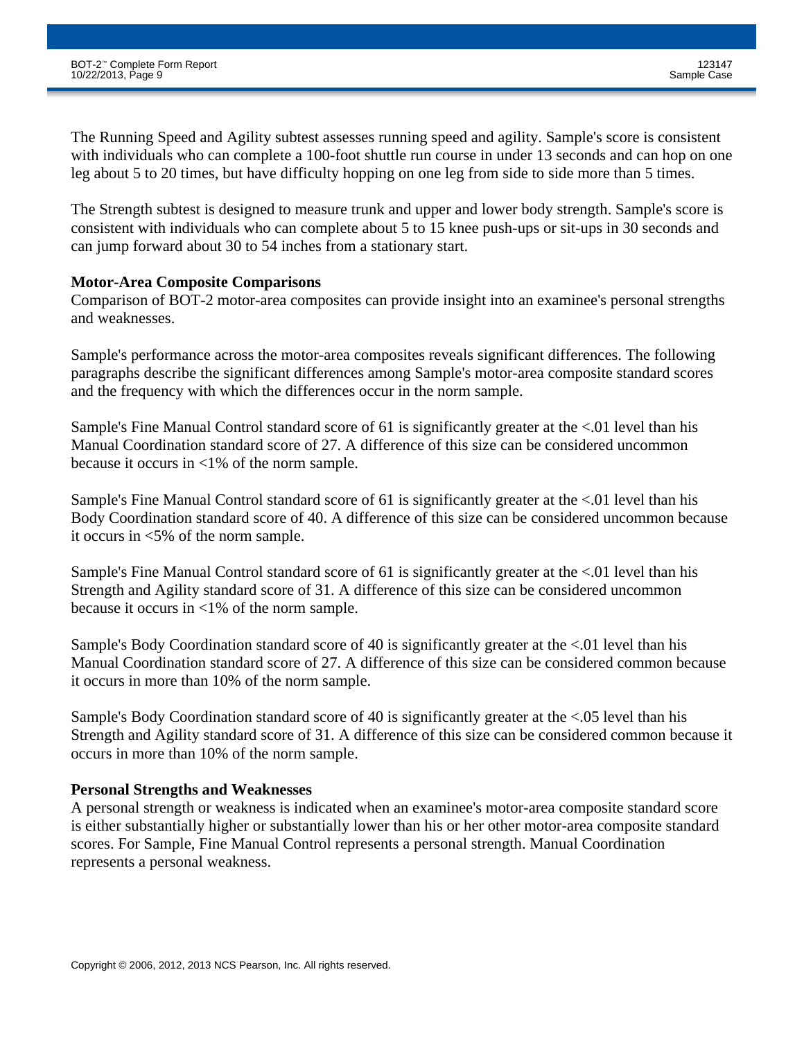The Running Speed and Agility subtest assesses running speed and agility. Sample's score is consistent with individuals who can complete a 100-foot shuttle run course in under 13 seconds and can hop on one leg about 5 to 20 times, but have difficulty hopping on one leg from side to side more than 5 times.

The Strength subtest is designed to measure trunk and upper and lower body strength. Sample's score is consistent with individuals who can complete about 5 to 15 knee push-ups or sit-ups in 30 seconds and can jump forward about 30 to 54 inches from a stationary start.

**Motor-Area Composite Comparisons**

Comparison of BOT-2 motor-area composites can provide insight into an examinee's personal strengths and weaknesses.

Sample's performance across the motor-area composites reveals significant differences. The following paragraphs describe the significant differences among Sample's motor-area composite standard scores and the frequency with which the differences occur in the norm sample.

Sample's Fine Manual Control standard score of 61 is significantly greater at the <.01 level than his Manual Coordination standard score of 27. A difference of this size can be considered uncommon because it occurs in <1% of the norm sample.

Sample's Fine Manual Control standard score of 61 is significantly greater at the <.01 level than his Body Coordination standard score of 40. A difference of this size can be considered uncommon because it occurs in <5% of the norm sample.

Sample's Fine Manual Control standard score of 61 is significantly greater at the <.01 level than his Strength and Agility standard score of 31. A difference of this size can be considered uncommon because it occurs in <1% of the norm sample.

Sample's Body Coordination standard score of 40 is significantly greater at the <.01 level than his Manual Coordination standard score of 27. A difference of this size can be considered common because it occurs in more than 10% of the norm sample.

Sample's Body Coordination standard score of 40 is significantly greater at the <.05 level than his Strength and Agility standard score of 31. A difference of this size can be considered common because it occurs in more than 10% of the norm sample.

**Personal Strengths and Weaknesses**

A personal strength or weakness is indicated when an examinee's motor-area composite standard score is either substantially higher or substantially lower than his or her other motor-area composite standard scores. For Sample, Fine Manual Control represents a personal strength. Manual Coordination represents a personal weakness.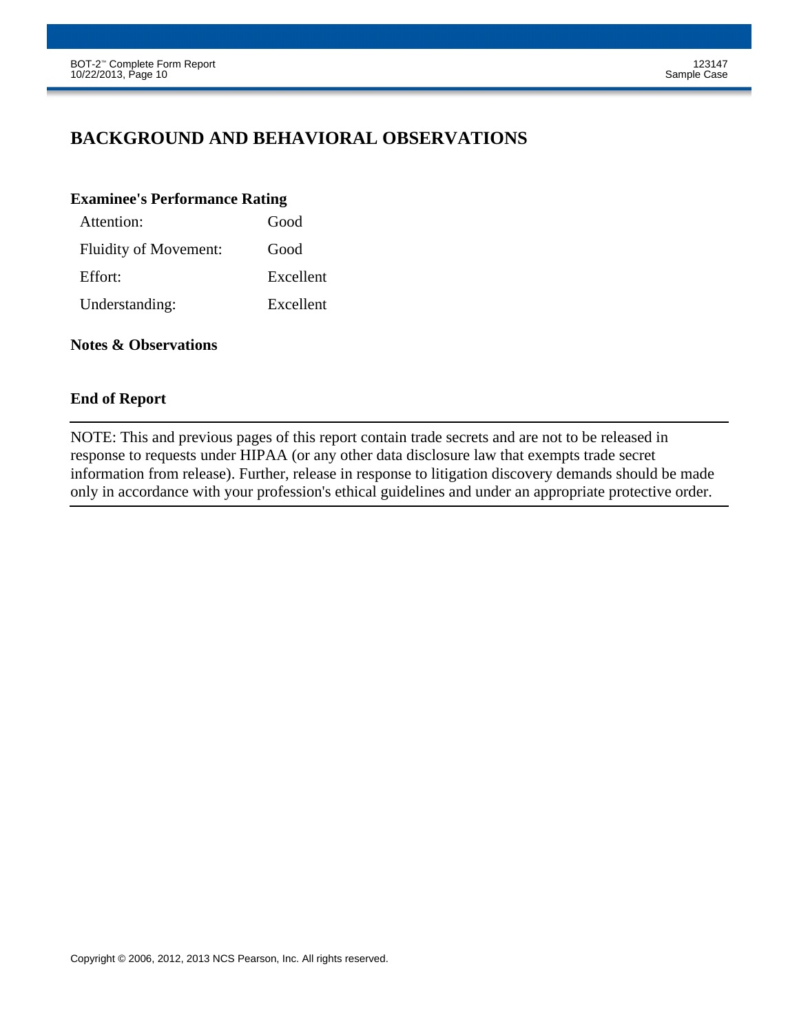# BACKGROUND AND BEHAVIORAL OBSERVATIONS

### Examinee's Performance Rating

| | |
|---|---|
| Attention: | Good |
| Fluidity of Movement: | Good |
| Effort: | Excellent |
| Understanding: | Excellent |

### Notes & Observations

### End of Report

---

NOTE: This and previous pages of this report contain trade secrets and are not to be released in response to requests under HIPAA (or any other data disclosure law that exempts trade secret information from release). Further, release in response to litigation discovery demands should be made only in accordance with your profession's ethical guidelines and under an appropriate protective order.

---

Copyright © 2006, 2012, 2013 NCS Pearson, Inc. All rights reserved.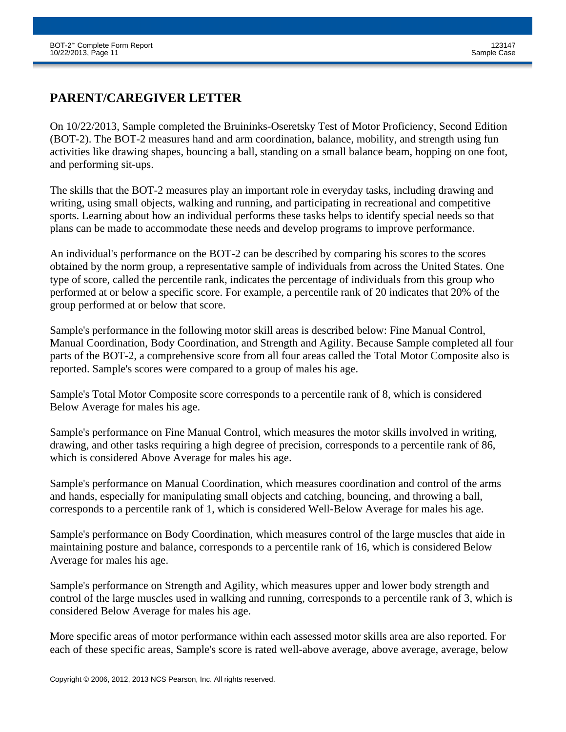## PARENT/CAREGIVER LETTER

On 10/22/2013, Sample completed the Bruininks-Oseretsky Test of Motor Proficiency, Second Edition (BOT-2). The BOT-2 measures hand and arm coordination, balance, mobility, and strength using fun activities like drawing shapes, bouncing a ball, standing on a small balance beam, hopping on one foot, and performing sit-ups.

The skills that the BOT-2 measures play an important role in everyday tasks, including drawing and writing, using small objects, walking and running, and participating in recreational and competitive sports. Learning about how an individual performs these tasks helps to identify special needs so that plans can be made to accommodate these needs and develop programs to improve performance.

An individual's performance on the BOT-2 can be described by comparing his scores to the scores obtained by the norm group, a representative sample of individuals from across the United States. One type of score, called the percentile rank, indicates the percentage of individuals from this group who performed at or below a specific score. For example, a percentile rank of 20 indicates that 20% of the group performed at or below that score.

Sample's performance in the following motor skill areas is described below: Fine Manual Control, Manual Coordination, Body Coordination, and Strength and Agility. Because Sample completed all four parts of the BOT-2, a comprehensive score from all four areas called the Total Motor Composite also is reported. Sample's scores were compared to a group of males his age.

Sample's Total Motor Composite score corresponds to a percentile rank of 8, which is considered Below Average for males his age.

Sample's performance on Fine Manual Control, which measures the motor skills involved in writing, drawing, and other tasks requiring a high degree of precision, corresponds to a percentile rank of 86, which is considered Above Average for males his age.

Sample's performance on Manual Coordination, which measures coordination and control of the arms and hands, especially for manipulating small objects and catching, bouncing, and throwing a ball, corresponds to a percentile rank of 1, which is considered Well-Below Average for males his age.

Sample's performance on Body Coordination, which measures control of the large muscles that aide in maintaining posture and balance, corresponds to a percentile rank of 16, which is considered Below Average for males his age.

Sample's performance on Strength and Agility, which measures upper and lower body strength and control of the large muscles used in walking and running, corresponds to a percentile rank of 3, which is considered Below Average for males his age.

More specific areas of motor performance within each assessed motor skills area are also reported. For each of these specific areas, Sample's score is rated well-above average, above average, average, below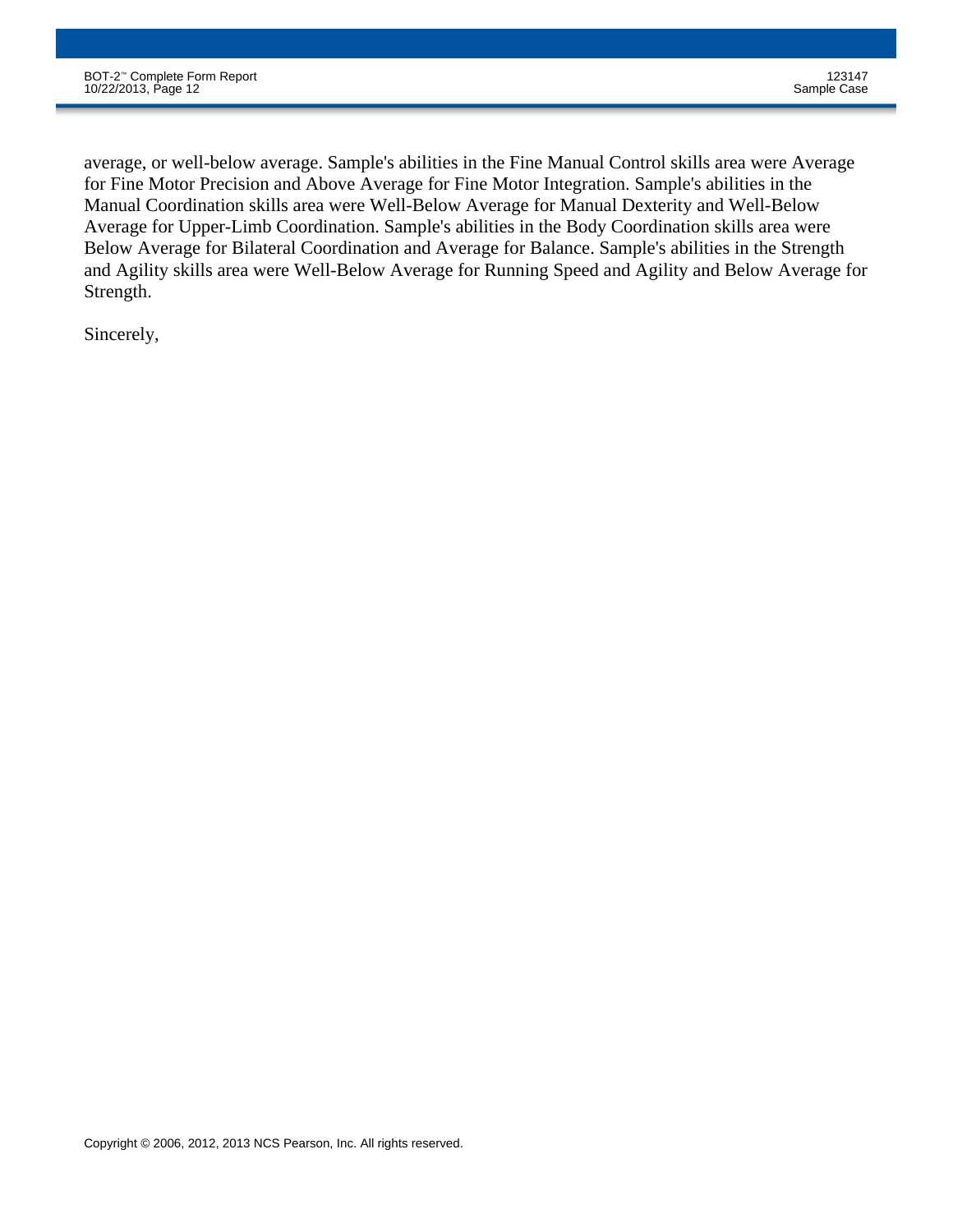average, or well-below average. Sample's abilities in the Fine Manual Control skills area were Average for Fine Motor Precision and Above Average for Fine Motor Integration. Sample's abilities in the Manual Coordination skills area were Well-Below Average for Manual Dexterity and Well-Below Average for Upper-Limb Coordination. Sample's abilities in the Body Coordination skills area were Below Average for Bilateral Coordination and Average for Balance. Sample's abilities in the Strength and Agility skills area were Well-Below Average for Running Speed and Agility and Below Average for Strength.

Sincerely,